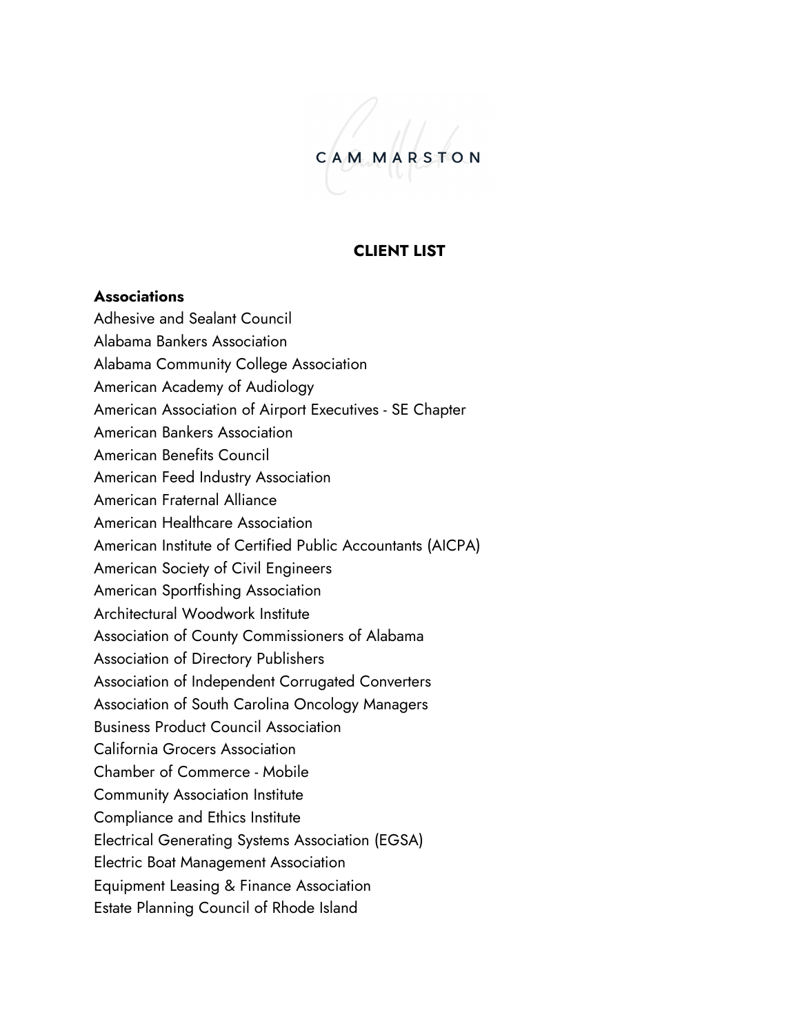CAM MARSTON

# CLIENT LIST

**Associations**

Adhesive and Sealant Council
Alabama Bankers Association
Alabama Community College Association
American Academy of Audiology
American Association of Airport Executives - SE Chapter
American Bankers Association
American Benefits Council
American Feed Industry Association
American Fraternal Alliance
American Healthcare Association
American Institute of Certified Public Accountants (AICPA)
American Society of Civil Engineers
American Sportfishing Association
Architectural Woodwork Institute
Association of County Commissioners of Alabama
Association of Directory Publishers
Association of Independent Corrugated Converters
Association of South Carolina Oncology Managers
Business Product Council Association
California Grocers Association
Chamber of Commerce - Mobile
Community Association Institute
Compliance and Ethics Institute
Electrical Generating Systems Association (EGSA)
Electric Boat Management Association
Equipment Leasing & Finance Association
Estate Planning Council of Rhode Island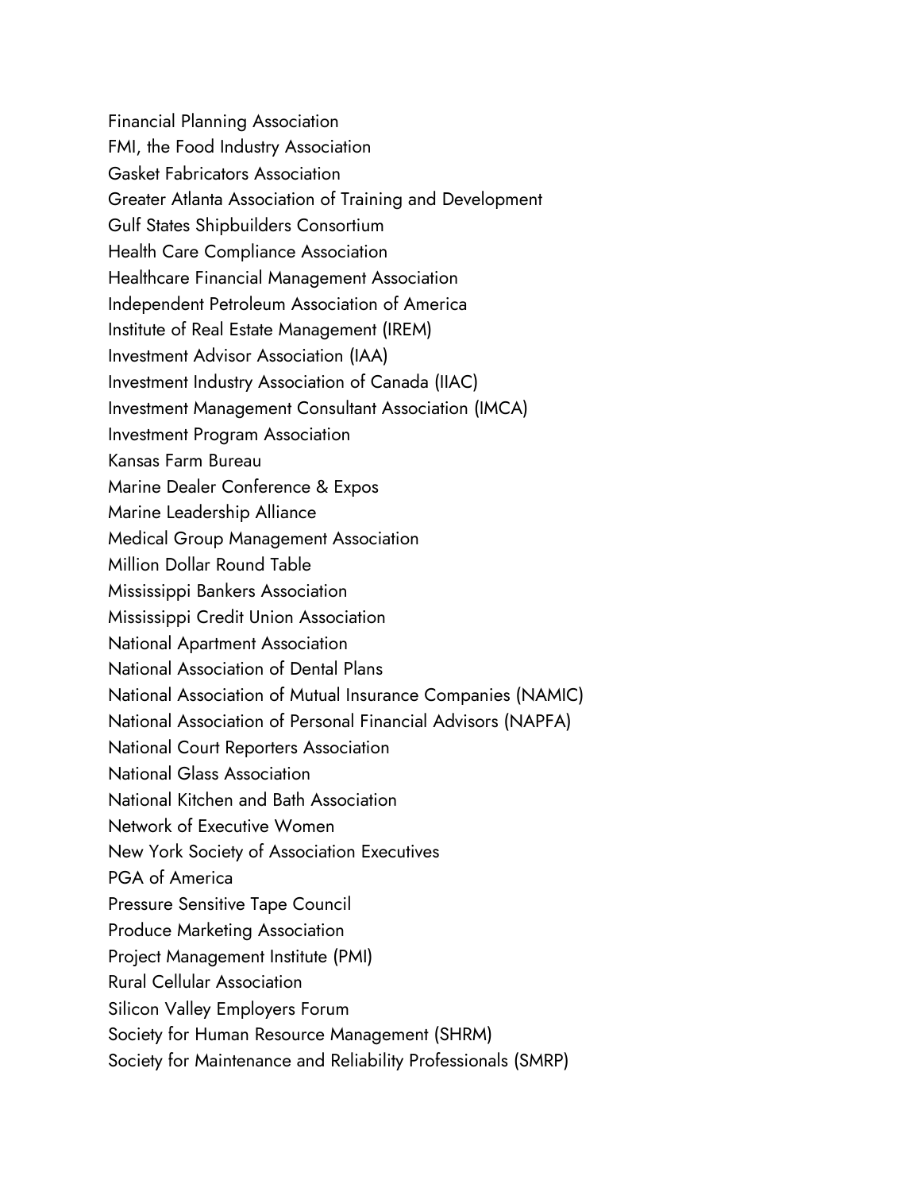Financial Planning Association
FMI, the Food Industry Association
Gasket Fabricators Association
Greater Atlanta Association of Training and Development
Gulf States Shipbuilders Consortium
Health Care Compliance Association
Healthcare Financial Management Association
Independent Petroleum Association of America
Institute of Real Estate Management (IREM)
Investment Advisor Association (IAA)
Investment Industry Association of Canada (IIAC)
Investment Management Consultant Association (IMCA)
Investment Program Association
Kansas Farm Bureau
Marine Dealer Conference & Expos
Marine Leadership Alliance
Medical Group Management Association
Million Dollar Round Table
Mississippi Bankers Association
Mississippi Credit Union Association
National Apartment Association
National Association of Dental Plans
National Association of Mutual Insurance Companies (NAMIC)
National Association of Personal Financial Advisors (NAPFA)
National Court Reporters Association
National Glass Association
National Kitchen and Bath Association
Network of Executive Women
New York Society of Association Executives
PGA of America
Pressure Sensitive Tape Council
Produce Marketing Association
Project Management Institute (PMI)
Rural Cellular Association
Silicon Valley Employers Forum
Society for Human Resource Management (SHRM)
Society for Maintenance and Reliability Professionals (SMRP)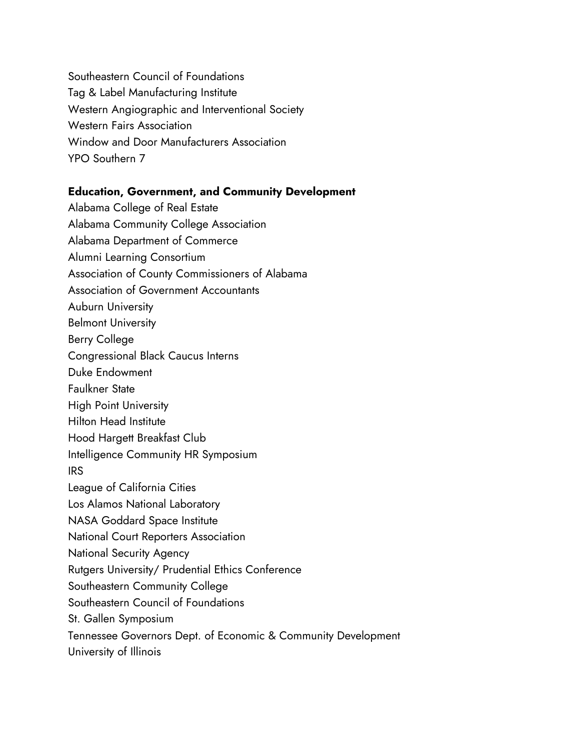Southeastern Council of Foundations
Tag & Label Manufacturing Institute
Western Angiographic and Interventional Society
Western Fairs Association
Window and Door Manufacturers Association
YPO Southern 7

**Education, Government, and Community Development**

Alabama College of Real Estate
Alabama Community College Association
Alabama Department of Commerce
Alumni Learning Consortium
Association of County Commissioners of Alabama
Association of Government Accountants
Auburn University
Belmont University
Berry College
Congressional Black Caucus Interns
Duke Endowment
Faulkner State
High Point University
Hilton Head Institute
Hood Hargett Breakfast Club
Intelligence Community HR Symposium
IRS
League of California Cities
Los Alamos National Laboratory
NASA Goddard Space Institute
National Court Reporters Association
National Security Agency
Rutgers University/ Prudential Ethics Conference
Southeastern Community College
Southeastern Council of Foundations
St. Gallen Symposium
Tennessee Governors Dept. of Economic & Community Development
University of Illinois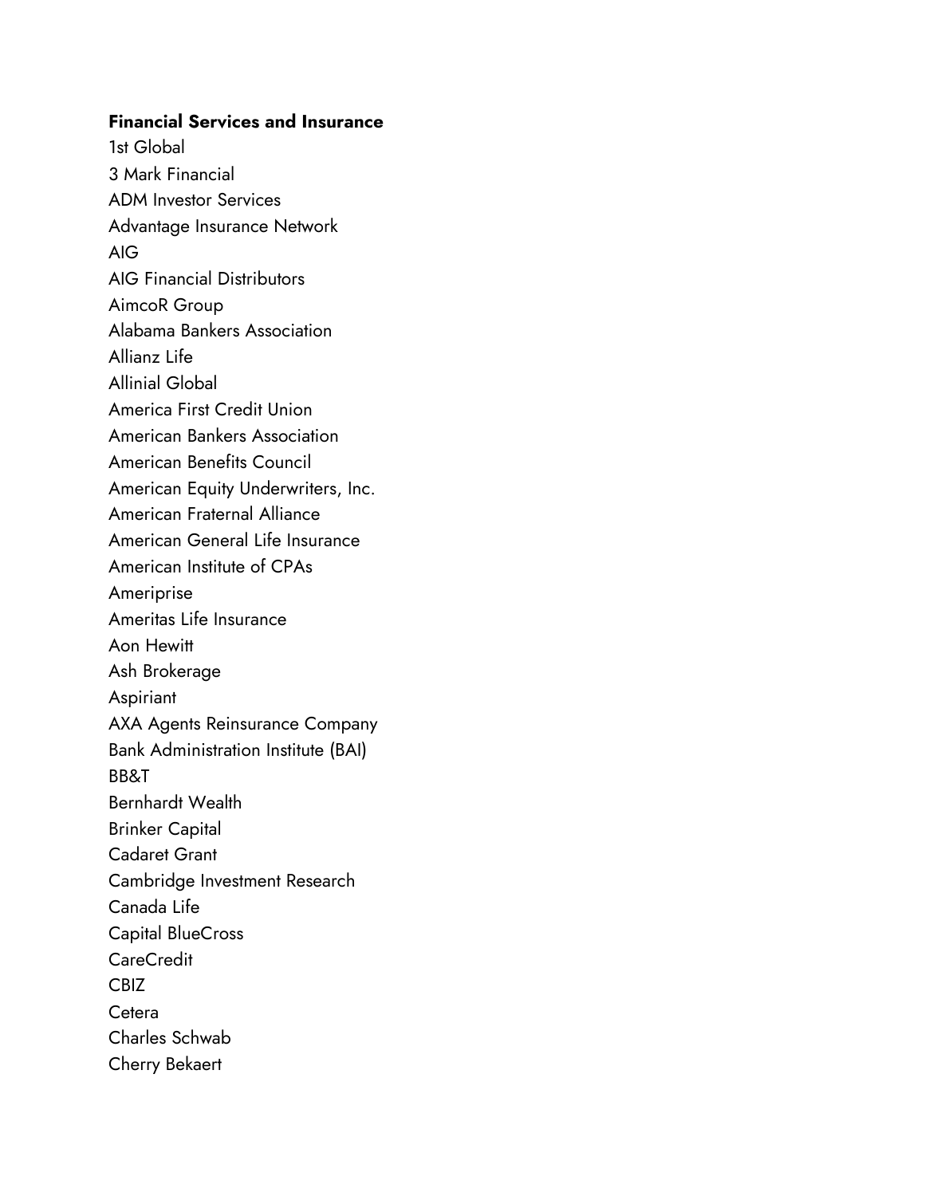**Financial Services and Insurance**

1st Global
3 Mark Financial
ADM Investor Services
Advantage Insurance Network
AIG
AIG Financial Distributors
AimcoR Group
Alabama Bankers Association
Allianz Life
Allinial Global
America First Credit Union
American Bankers Association
American Benefits Council
American Equity Underwriters, Inc.
American Fraternal Alliance
American General Life Insurance
American Institute of CPAs
Ameriprise
Ameritas Life Insurance
Aon Hewitt
Ash Brokerage
Aspiriant
AXA Agents Reinsurance Company
Bank Administration Institute (BAI)
BB&T
Bernhardt Wealth
Brinker Capital
Cadaret Grant
Cambridge Investment Research
Canada Life
Capital BlueCross
CareCredit
CBIZ
Cetera
Charles Schwab
Cherry Bekaert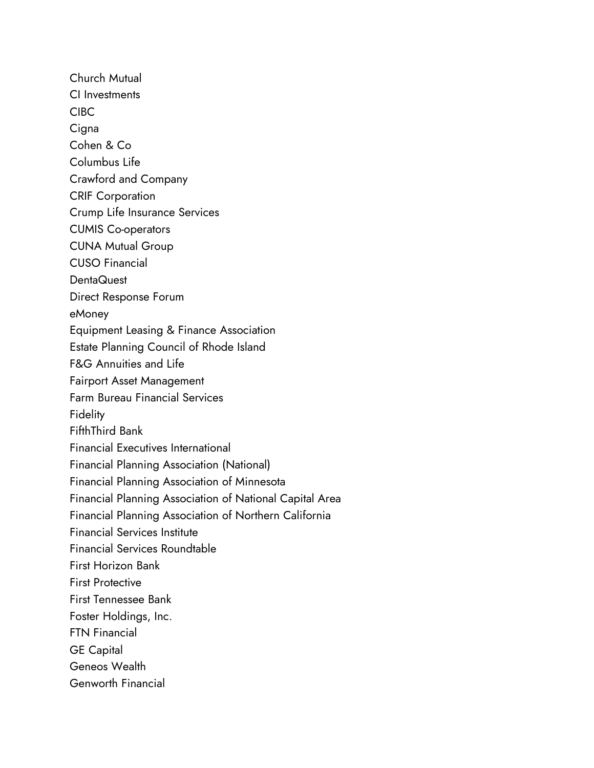Church Mutual
CI Investments
CIBC
Cigna
Cohen & Co
Columbus Life
Crawford and Company
CRIF Corporation
Crump Life Insurance Services
CUMIS Co-operators
CUNA Mutual Group
CUSO Financial
DentaQuest
Direct Response Forum
eMoney
Equipment Leasing & Finance Association
Estate Planning Council of Rhode Island
F&G Annuities and Life
Fairport Asset Management
Farm Bureau Financial Services
Fidelity
FifthThird Bank
Financial Executives International
Financial Planning Association (National)
Financial Planning Association of Minnesota
Financial Planning Association of National Capital Area
Financial Planning Association of Northern California
Financial Services Institute
Financial Services Roundtable
First Horizon Bank
First Protective
First Tennessee Bank
Foster Holdings, Inc.
FTN Financial
GE Capital
Geneos Wealth
Genworth Financial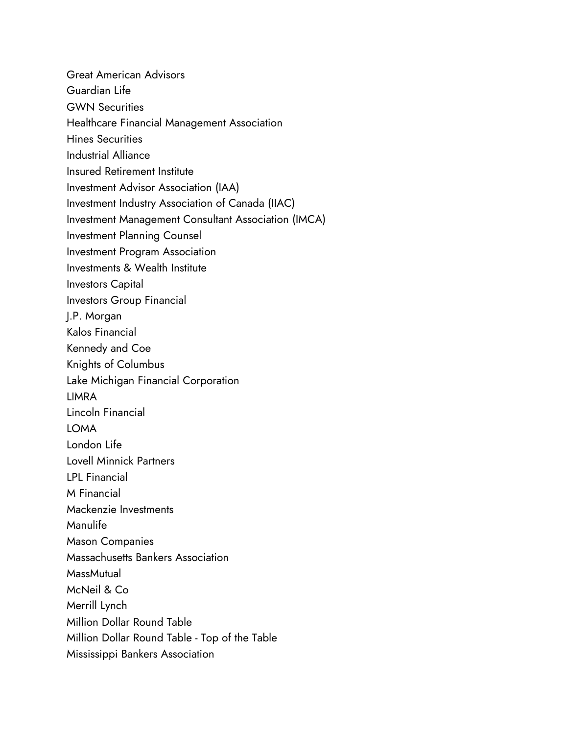Great American Advisors
Guardian Life
GWN Securities
Healthcare Financial Management Association
Hines Securities
Industrial Alliance
Insured Retirement Institute
Investment Advisor Association (IAA)
Investment Industry Association of Canada (IIAC)
Investment Management Consultant Association (IMCA)
Investment Planning Counsel
Investment Program Association
Investments & Wealth Institute
Investors Capital
Investors Group Financial
J.P. Morgan
Kalos Financial
Kennedy and Coe
Knights of Columbus
Lake Michigan Financial Corporation
LIMRA
Lincoln Financial
LOMA
London Life
Lovell Minnick Partners
LPL Financial
M Financial
Mackenzie Investments
Manulife
Mason Companies
Massachusetts Bankers Association
MassMutual
McNeil & Co
Merrill Lynch
Million Dollar Round Table
Million Dollar Round Table - Top of the Table
Mississippi Bankers Association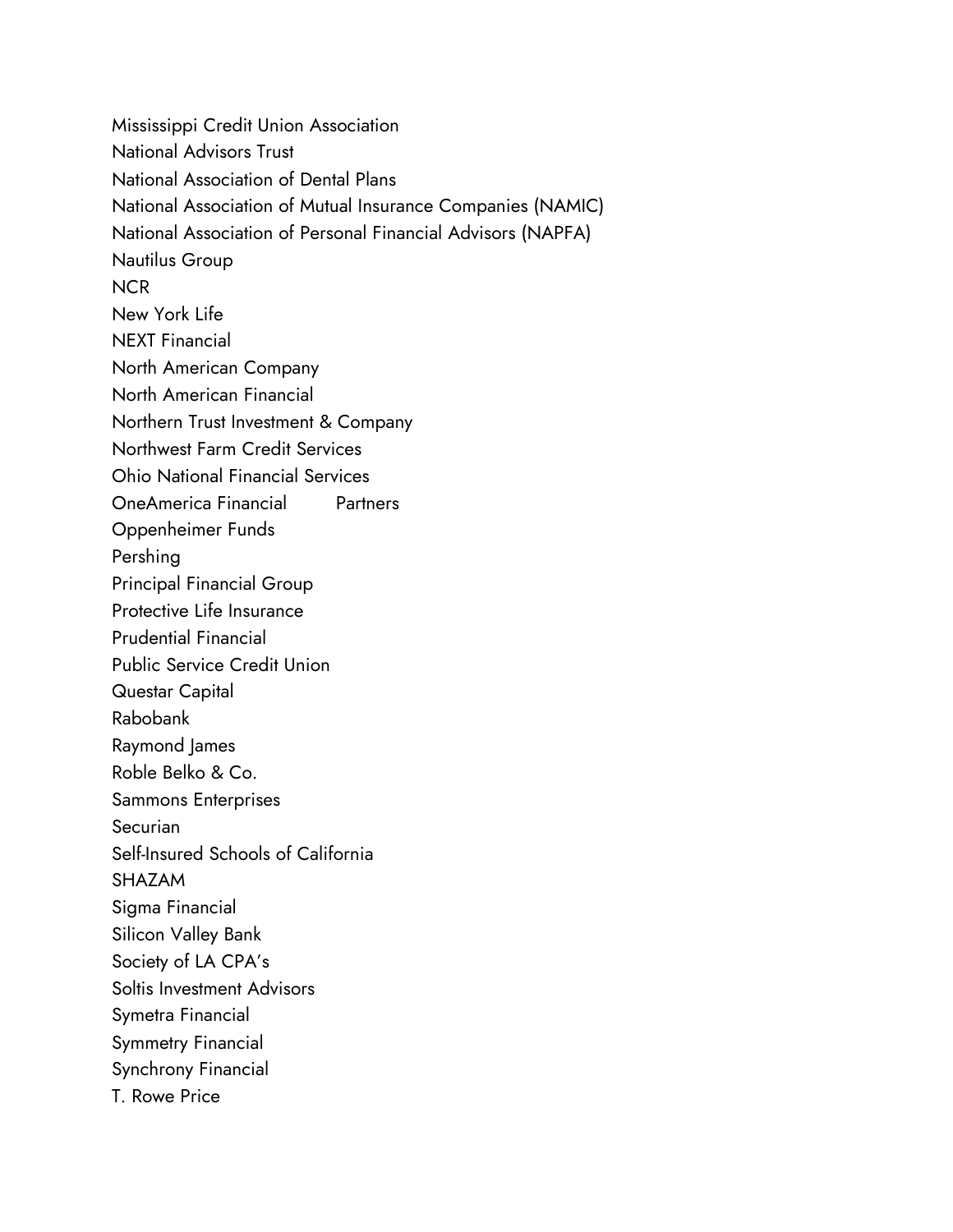Mississippi Credit Union Association
National Advisors Trust
National Association of Dental Plans
National Association of Mutual Insurance Companies (NAMIC)
National Association of Personal Financial Advisors (NAPFA)
Nautilus Group
NCR
New York Life
NEXT Financial
North American Company
North American Financial
Northern Trust Investment & Company
Northwest Farm Credit Services
Ohio National Financial Services
OneAmerica Financial Partners
Oppenheimer Funds
Pershing
Principal Financial Group
Protective Life Insurance
Prudential Financial
Public Service Credit Union
Questar Capital
Rabobank
Raymond James
Roble Belko & Co.
Sammons Enterprises
Securian
Self-Insured Schools of California
SHAZAM
Sigma Financial
Silicon Valley Bank
Society of LA CPA's
Soltis Investment Advisors
Symetra Financial
Symmetry Financial
Synchrony Financial
T. Rowe Price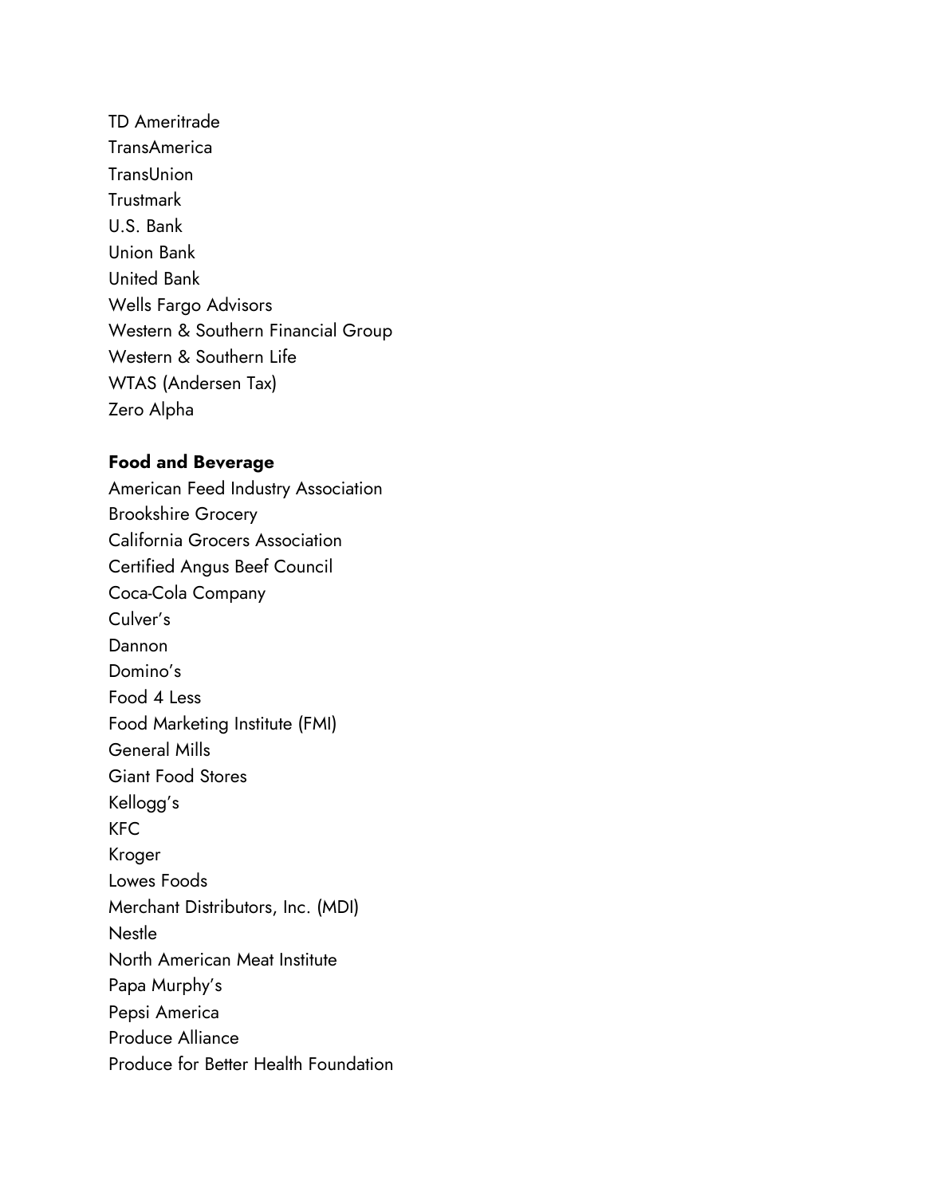TD Ameritrade
TransAmerica
TransUnion
Trustmark
U.S. Bank
Union Bank
United Bank
Wells Fargo Advisors
Western & Southern Financial Group
Western & Southern Life
WTAS (Andersen Tax)
Zero Alpha

**Food and Beverage**

American Feed Industry Association
Brookshire Grocery
California Grocers Association
Certified Angus Beef Council
Coca-Cola Company
Culver's
Dannon
Domino's
Food 4 Less
Food Marketing Institute (FMI)
General Mills
Giant Food Stores
Kellogg's
KFC
Kroger
Lowes Foods
Merchant Distributors, Inc. (MDI)
Nestle
North American Meat Institute
Papa Murphy's
Pepsi America
Produce Alliance
Produce for Better Health Foundation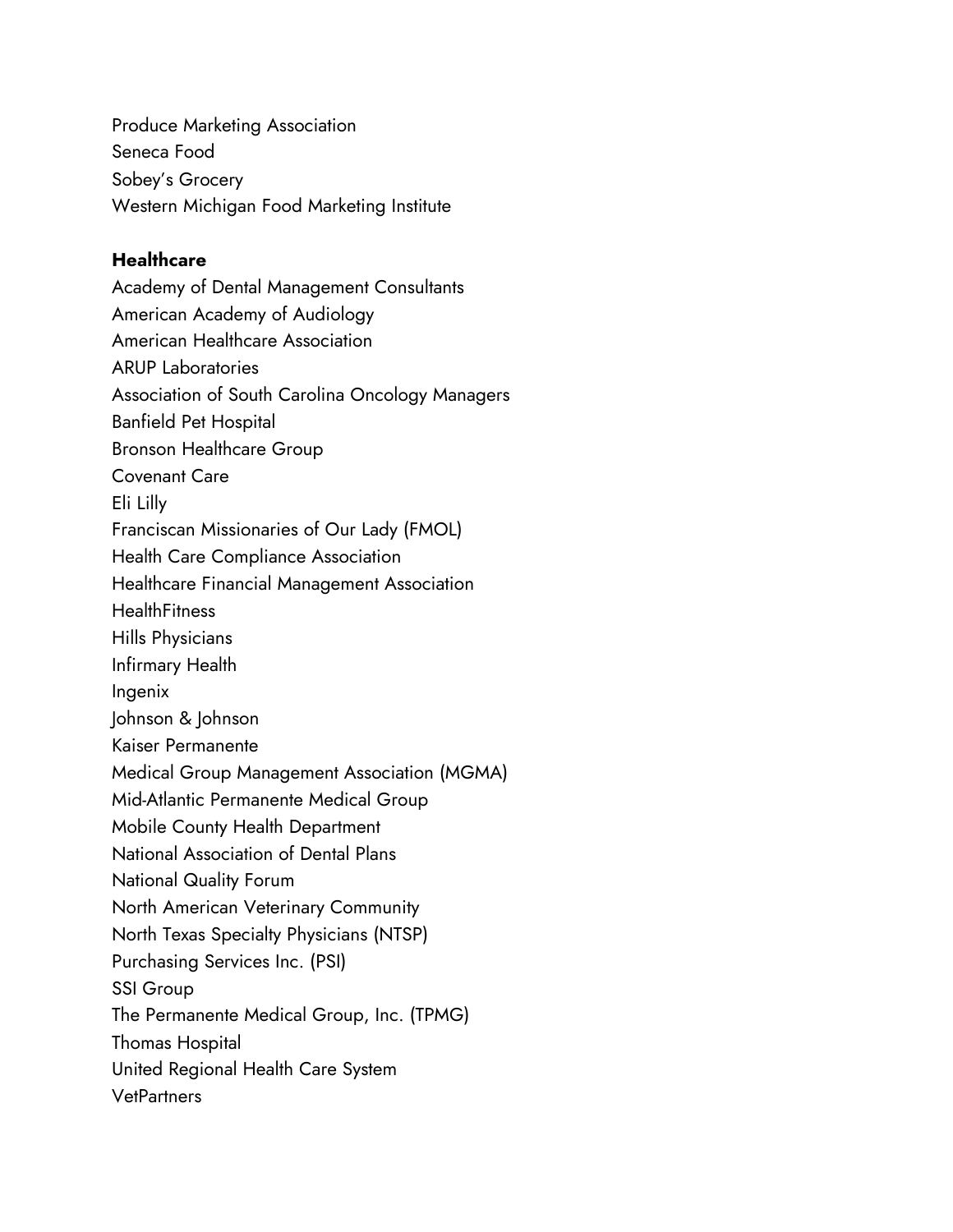Produce Marketing Association
Seneca Food
Sobey's Grocery
Western Michigan Food Marketing Institute

**Healthcare**

Academy of Dental Management Consultants
American Academy of Audiology
American Healthcare Association
ARUP Laboratories
Association of South Carolina Oncology Managers
Banfield Pet Hospital
Bronson Healthcare Group
Covenant Care
Eli Lilly
Franciscan Missionaries of Our Lady (FMOL)
Health Care Compliance Association
Healthcare Financial Management Association
HealthFitness
Hills Physicians
Infirmary Health
Ingenix
Johnson & Johnson
Kaiser Permanente
Medical Group Management Association (MGMA)
Mid-Atlantic Permanente Medical Group
Mobile County Health Department
National Association of Dental Plans
National Quality Forum
North American Veterinary Community
North Texas Specialty Physicians (NTSP)
Purchasing Services Inc. (PSI)
SSI Group
The Permanente Medical Group, Inc. (TPMG)
Thomas Hospital
United Regional Health Care System
VetPartners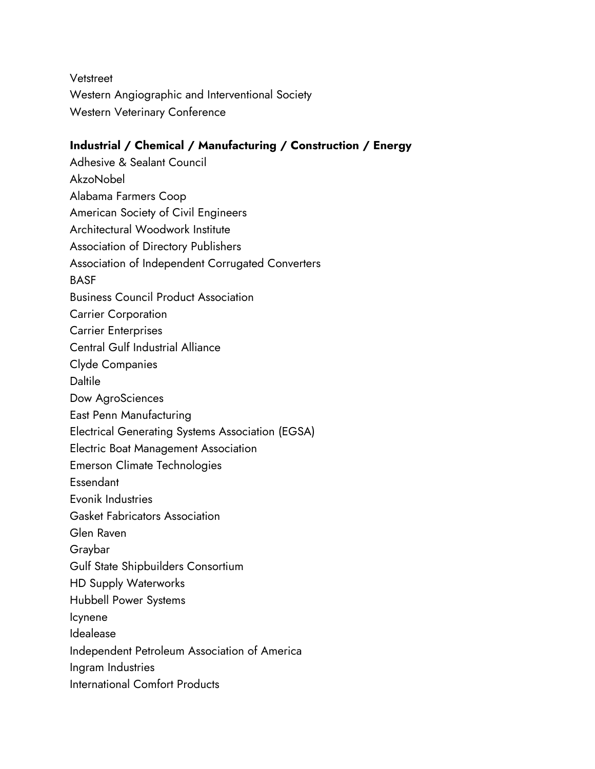Vetstreet
Western Angiographic and Interventional Society
Western Veterinary Conference

**Industrial / Chemical / Manufacturing / Construction / Energy**

Adhesive & Sealant Council
AkzoNobel
Alabama Farmers Coop
American Society of Civil Engineers
Architectural Woodwork Institute
Association of Directory Publishers
Association of Independent Corrugated Converters
BASF
Business Council Product Association
Carrier Corporation
Carrier Enterprises
Central Gulf Industrial Alliance
Clyde Companies
Daltile
Dow AgroSciences
East Penn Manufacturing
Electrical Generating Systems Association (EGSA)
Electric Boat Management Association
Emerson Climate Technologies
Essendant
Evonik Industries
Gasket Fabricators Association
Glen Raven
Graybar
Gulf State Shipbuilders Consortium
HD Supply Waterworks
Hubbell Power Systems
Icynene
Idealease
Independent Petroleum Association of America
Ingram Industries
International Comfort Products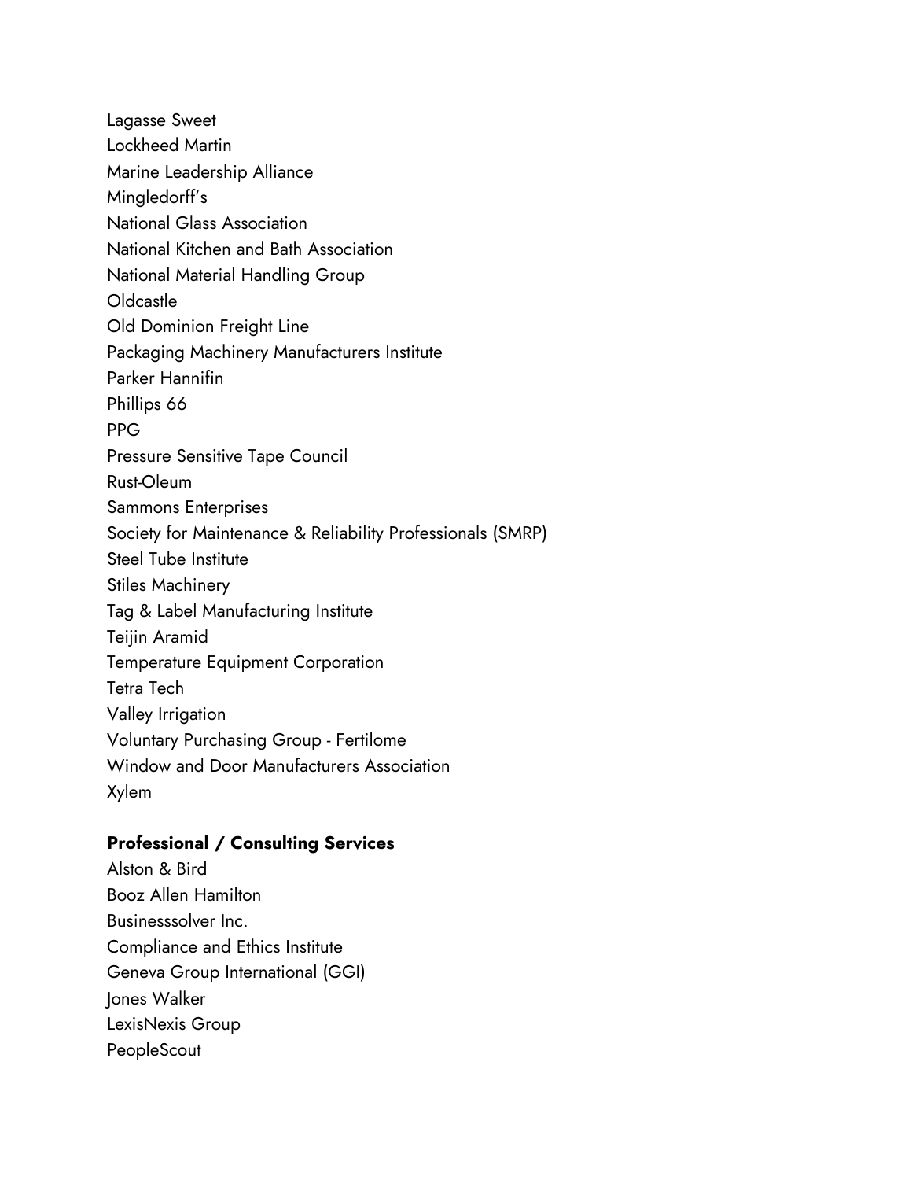Lagasse Sweet
Lockheed Martin
Marine Leadership Alliance
Mingledorff's
National Glass Association
National Kitchen and Bath Association
National Material Handling Group
Oldcastle
Old Dominion Freight Line
Packaging Machinery Manufacturers Institute
Parker Hannifin
Phillips 66
PPG
Pressure Sensitive Tape Council
Rust-Oleum
Sammons Enterprises
Society for Maintenance & Reliability Professionals (SMRP)
Steel Tube Institute
Stiles Machinery
Tag & Label Manufacturing Institute
Teijin Aramid
Temperature Equipment Corporation
Tetra Tech
Valley Irrigation
Voluntary Purchasing Group - Fertilome
Window and Door Manufacturers Association
Xylem

**Professional / Consulting Services**

Alston & Bird
Booz Allen Hamilton
Businesssolver Inc.
Compliance and Ethics Institute
Geneva Group International (GGI)
Jones Walker
LexisNexis Group
PeopleScout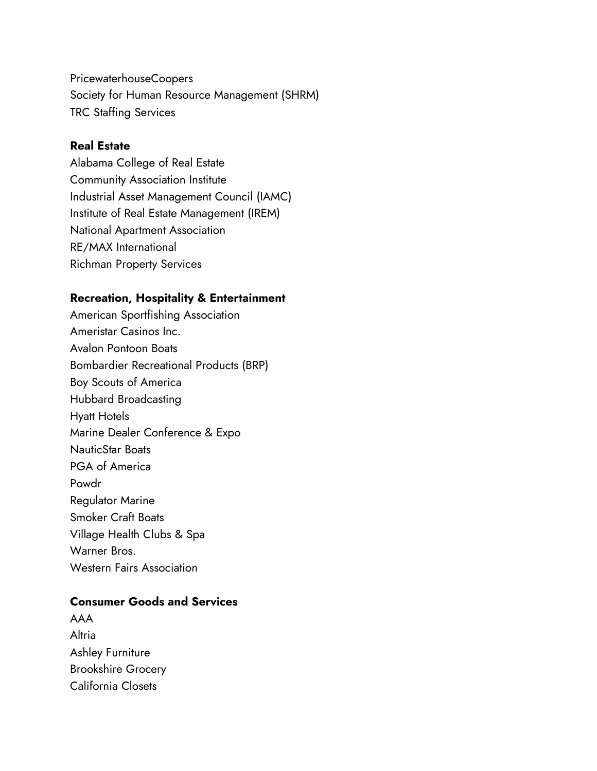PricewaterhouseCoopers
Society for Human Resource Management (SHRM)
TRC Staffing Services

**Real Estate**

Alabama College of Real Estate
Community Association Institute
Industrial Asset Management Council (IAMC)
Institute of Real Estate Management (IREM)
National Apartment Association
RE/MAX International
Richman Property Services

**Recreation, Hospitality & Entertainment**

American Sportfishing Association
Ameristar Casinos Inc.
Avalon Pontoon Boats
Bombardier Recreational Products (BRP)
Boy Scouts of America
Hubbard Broadcasting
Hyatt Hotels
Marine Dealer Conference & Expo
NauticStar Boats
PGA of America
Powdr
Regulator Marine
Smoker Craft Boats
Village Health Clubs & Spa
Warner Bros.
Western Fairs Association

**Consumer Goods and Services**

AAA
Altria
Ashley Furniture
Brookshire Grocery
California Closets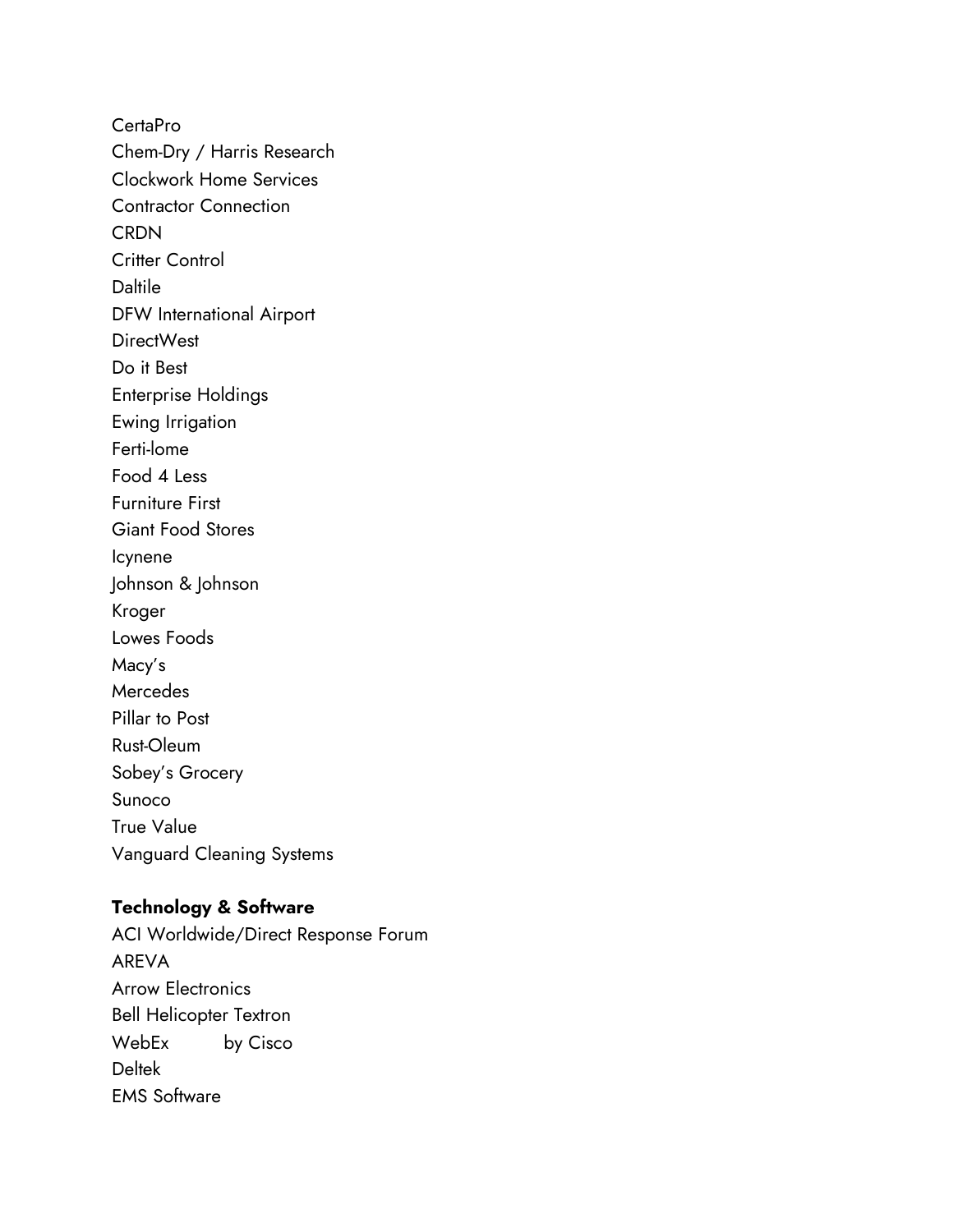CertaPro
Chem-Dry / Harris Research
Clockwork Home Services
Contractor Connection
CRDN
Critter Control
Daltile
DFW International Airport
DirectWest
Do it Best
Enterprise Holdings
Ewing Irrigation
Ferti-lome
Food 4 Less
Furniture First
Giant Food Stores
Icynene
Johnson & Johnson
Kroger
Lowes Foods
Macy's
Mercedes
Pillar to Post
Rust-Oleum
Sobey's Grocery
Sunoco
True Value
Vanguard Cleaning Systems

**Technology & Software**

ACI Worldwide/Direct Response Forum
AREVA
Arrow Electronics
Bell Helicopter Textron
WebEx by Cisco
Deltek
EMS Software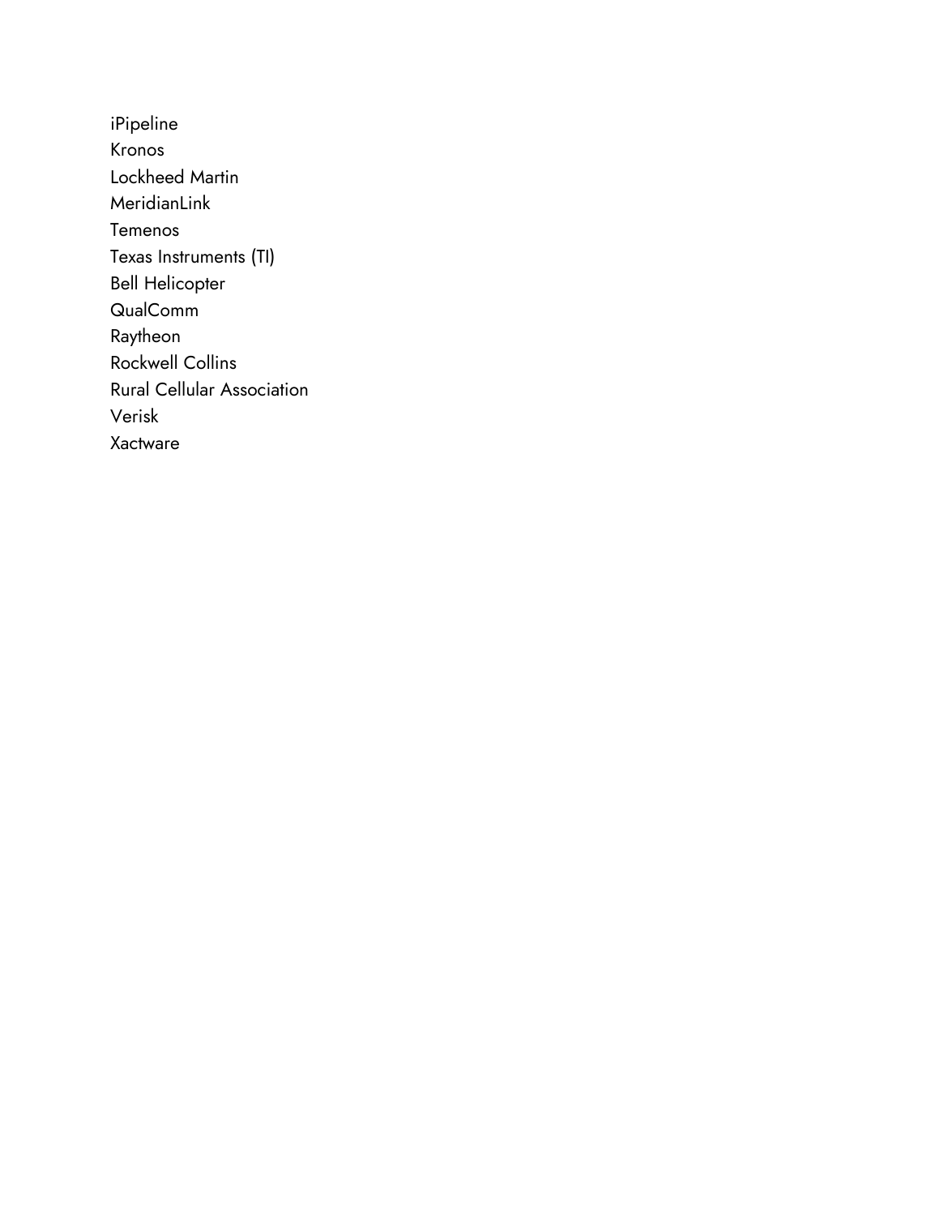iPipeline
Kronos
Lockheed Martin
MeridianLink
Temenos
Texas Instruments (TI)
Bell Helicopter
QualComm
Raytheon
Rockwell Collins
Rural Cellular Association
Verisk
Xactware